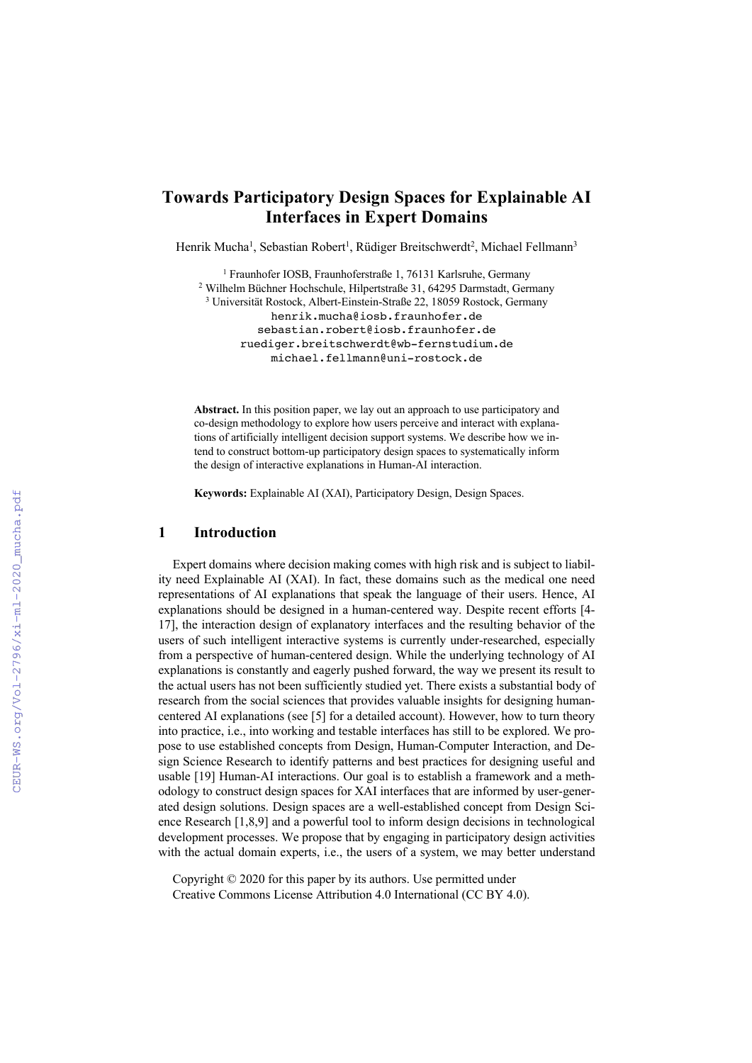# Towards Participatory Design Spaces for Explainable AI Interfaces in Expert Domains

Henrik Mucha[1], Sebastian Robert[1], Rüdiger Breitschwerdt[2], Michael Fellmann[3]

[1] Fraunhofer IOSB, Fraunhoferstraße 1, 76131 Karlsruhe, Germany
[2] Wilhelm Büchner Hochschule, Hilpertstraße 31, 64295 Darmstadt, Germany
[3] Universität Rostock, Albert-Einstein-Straße 22, 18059 Rostock, Germany
henrik.mucha@iosb.fraunhofer.de
sebastian.robert@iosb.fraunhofer.de
ruediger.breitschwerdt@wb-fernstudium.de
michael.fellmann@uni-rostock.de

**Abstract.** In this position paper, we lay out an approach to use participatory and co-design methodology to explore how users perceive and interact with explanations of artificially intelligent decision support systems. We describe how we intend to construct bottom-up participatory design spaces to systematically inform the design of interactive explanations in Human-AI interaction.

**Keywords:** Explainable AI (XAI), Participatory Design, Design Spaces.

## 1 Introduction

Expert domains where decision making comes with high risk and is subject to liability need Explainable AI (XAI). In fact, these domains such as the medical one need representations of AI explanations that speak the language of their users. Hence, AI explanations should be designed in a human-centered way. Despite recent efforts [4-17], the interaction design of explanatory interfaces and the resulting behavior of the users of such intelligent interactive systems is currently under-researched, especially from a perspective of human-centered design. While the underlying technology of AI explanations is constantly and eagerly pushed forward, the way we present its result to the actual users has not been sufficiently studied yet. There exists a substantial body of research from the social sciences that provides valuable insights for designing human-centered AI explanations (see [5] for a detailed account). However, how to turn theory into practice, i.e., into working and testable interfaces has still to be explored. We propose to use established concepts from Design, Human-Computer Interaction, and Design Science Research to identify patterns and best practices for designing useful and usable [19] Human-AI interactions. Our goal is to establish a framework and a methodology to construct design spaces for XAI interfaces that are informed by user-generated design solutions. Design spaces are a well-established concept from Design Science Research [1,8,9] and a powerful tool to inform design decisions in technological development processes. We propose that by engaging in participatory design activities with the actual domain experts, i.e., the users of a system, we may better understand

Copyright © 2020 for this paper by its authors. Use permitted under Creative Commons License Attribution 4.0 International (CC BY 4.0).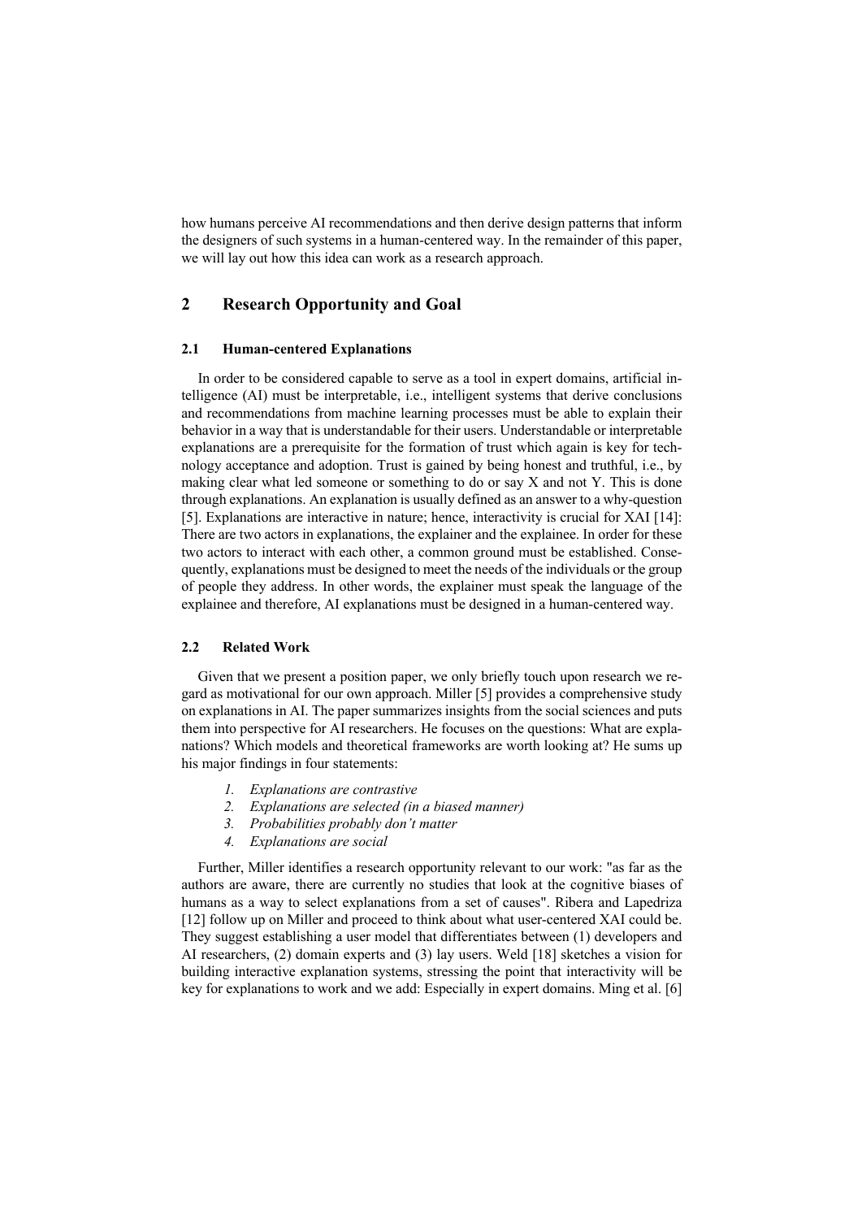how humans perceive AI recommendations and then derive design patterns that inform the designers of such systems in a human-centered way. In the remainder of this paper, we will lay out how this idea can work as a research approach.

## 2 Research Opportunity and Goal

### 2.1 Human-centered Explanations

In order to be considered capable to serve as a tool in expert domains, artificial intelligence (AI) must be interpretable, i.e., intelligent systems that derive conclusions and recommendations from machine learning processes must be able to explain their behavior in a way that is understandable for their users. Understandable or interpretable explanations are a prerequisite for the formation of trust which again is key for technology acceptance and adoption. Trust is gained by being honest and truthful, i.e., by making clear what led someone or something to do or say X and not Y. This is done through explanations. An explanation is usually defined as an answer to a why-question [5]. Explanations are interactive in nature; hence, interactivity is crucial for XAI [14]: There are two actors in explanations, the explainer and the explainee. In order for these two actors to interact with each other, a common ground must be established. Consequently, explanations must be designed to meet the needs of the individuals or the group of people they address. In other words, the explainer must speak the language of the explainee and therefore, AI explanations must be designed in a human-centered way.

### 2.2 Related Work

Given that we present a position paper, we only briefly touch upon research we regard as motivational for our own approach. Miller [5] provides a comprehensive study on explanations in AI. The paper summarizes insights from the social sciences and puts them into perspective for AI researchers. He focuses on the questions: What are explanations? Which models and theoretical frameworks are worth looking at? He sums up his major findings in four statements:

1. *Explanations are contrastive*
2. *Explanations are selected (in a biased manner)*
3. *Probabilities probably don't matter*
4. *Explanations are social*

Further, Miller identifies a research opportunity relevant to our work: "as far as the authors are aware, there are currently no studies that look at the cognitive biases of humans as a way to select explanations from a set of causes". Ribera and Lapedriza [12] follow up on Miller and proceed to think about what user-centered XAI could be. They suggest establishing a user model that differentiates between (1) developers and AI researchers, (2) domain experts and (3) lay users. Weld [18] sketches a vision for building interactive explanation systems, stressing the point that interactivity will be key for explanations to work and we add: Especially in expert domains. Ming et al. [6]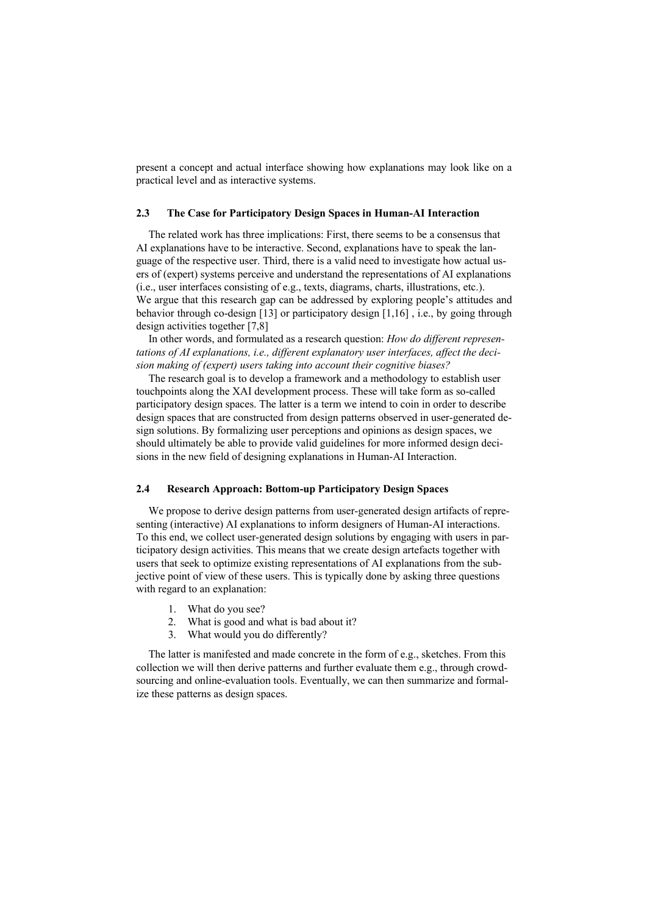present a concept and actual interface showing how explanations may look like on a practical level and as interactive systems.

### 2.3 The Case for Participatory Design Spaces in Human-AI Interaction

The related work has three implications: First, there seems to be a consensus that AI explanations have to be interactive. Second, explanations have to speak the language of the respective user. Third, there is a valid need to investigate how actual users of (expert) systems perceive and understand the representations of AI explanations (i.e., user interfaces consisting of e.g., texts, diagrams, charts, illustrations, etc.). We argue that this research gap can be addressed by exploring people's attitudes and behavior through co-design [13] or participatory design [1,16] , i.e., by going through design activities together [7,8]

In other words, and formulated as a research question: *How do different representations of AI explanations, i.e., different explanatory user interfaces, affect the decision making of (expert) users taking into account their cognitive biases?*

The research goal is to develop a framework and a methodology to establish user touchpoints along the XAI development process. These will take form as so-called participatory design spaces. The latter is a term we intend to coin in order to describe design spaces that are constructed from design patterns observed in user-generated design solutions. By formalizing user perceptions and opinions as design spaces, we should ultimately be able to provide valid guidelines for more informed design decisions in the new field of designing explanations in Human-AI Interaction.

### 2.4 Research Approach: Bottom-up Participatory Design Spaces

We propose to derive design patterns from user-generated design artifacts of representing (interactive) AI explanations to inform designers of Human-AI interactions. To this end, we collect user-generated design solutions by engaging with users in participatory design activities. This means that we create design artefacts together with users that seek to optimize existing representations of AI explanations from the subjective point of view of these users. This is typically done by asking three questions with regard to an explanation:

1. What do you see?
2. What is good and what is bad about it?
3. What would you do differently?

The latter is manifested and made concrete in the form of e.g., sketches. From this collection we will then derive patterns and further evaluate them e.g., through crowdsourcing and online-evaluation tools. Eventually, we can then summarize and formalize these patterns as design spaces.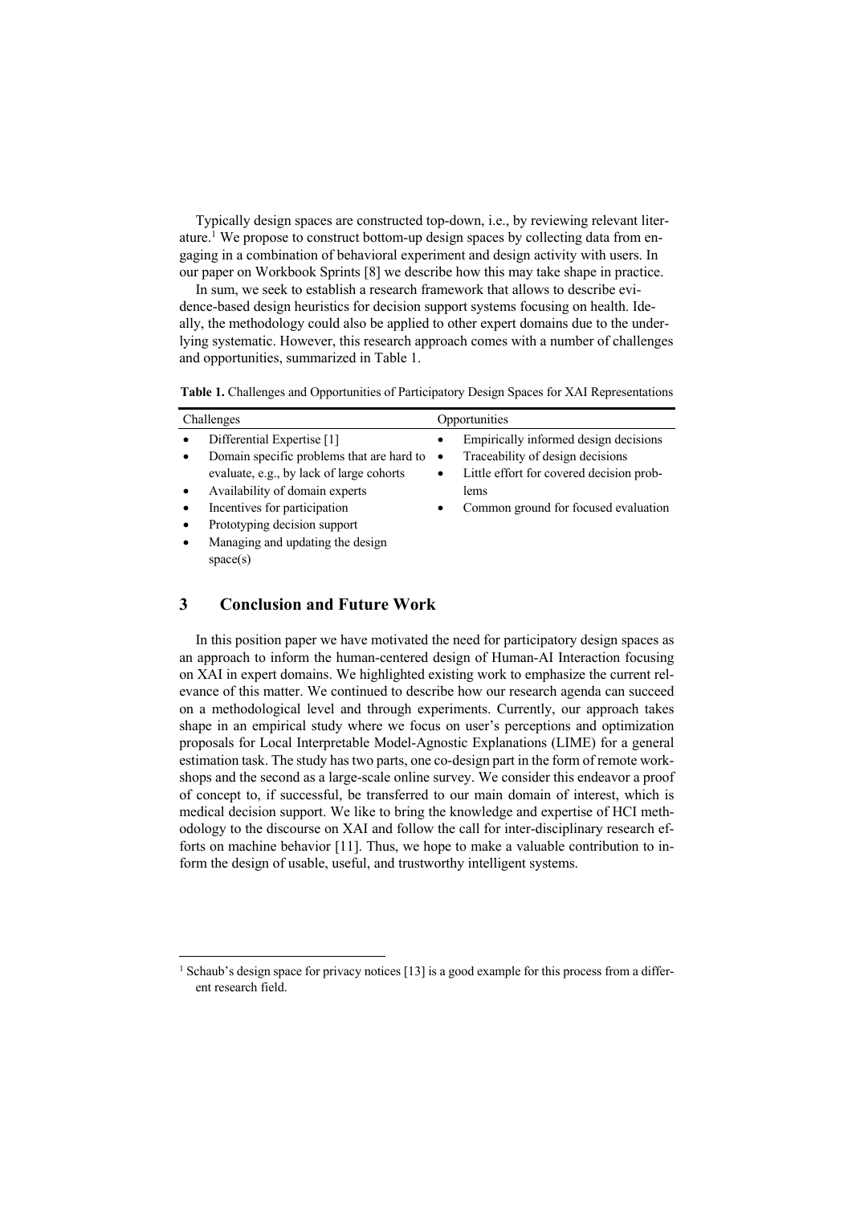Typically design spaces are constructed top-down, i.e., by reviewing relevant literature.[1] We propose to construct bottom-up design spaces by collecting data from engaging in a combination of behavioral experiment and design activity with users. In our paper on Workbook Sprints [8] we describe how this may take shape in practice.

In sum, we seek to establish a research framework that allows to describe evidence-based design heuristics for decision support systems focusing on health. Ideally, the methodology could also be applied to other expert domains due to the underlying systematic. However, this research approach comes with a number of challenges and opportunities, summarized in Table 1.

**Table 1.** Challenges and Opportunities of Participatory Design Spaces for XAI Representations

| Challenges | Opportunities |
|---|---|
| • Differential Expertise [1] | • Empirically informed design decisions |
| • Domain specific problems that are hard to evaluate, e.g., by lack of large cohorts | • Traceability of design decisions |
| • Availability of domain experts | • Little effort for covered decision problems |
| • Incentives for participation | • Common ground for focused evaluation |
| • Prototyping decision support | |
| • Managing and updating the design space(s) | |

## 3 Conclusion and Future Work

In this position paper we have motivated the need for participatory design spaces as an approach to inform the human-centered design of Human-AI Interaction focusing on XAI in expert domains. We highlighted existing work to emphasize the current relevance of this matter. We continued to describe how our research agenda can succeed on a methodological level and through experiments. Currently, our approach takes shape in an empirical study where we focus on user's perceptions and optimization proposals for Local Interpretable Model-Agnostic Explanations (LIME) for a general estimation task. The study has two parts, one co-design part in the form of remote workshops and the second as a large-scale online survey. We consider this endeavor a proof of concept to, if successful, be transferred to our main domain of interest, which is medical decision support. We like to bring the knowledge and expertise of HCI methodology to the discourse on XAI and follow the call for inter-disciplinary research efforts on machine behavior [11]. Thus, we hope to make a valuable contribution to inform the design of usable, useful, and trustworthy intelligent systems.

[1] Schaub's design space for privacy notices [13] is a good example for this process from a different research field.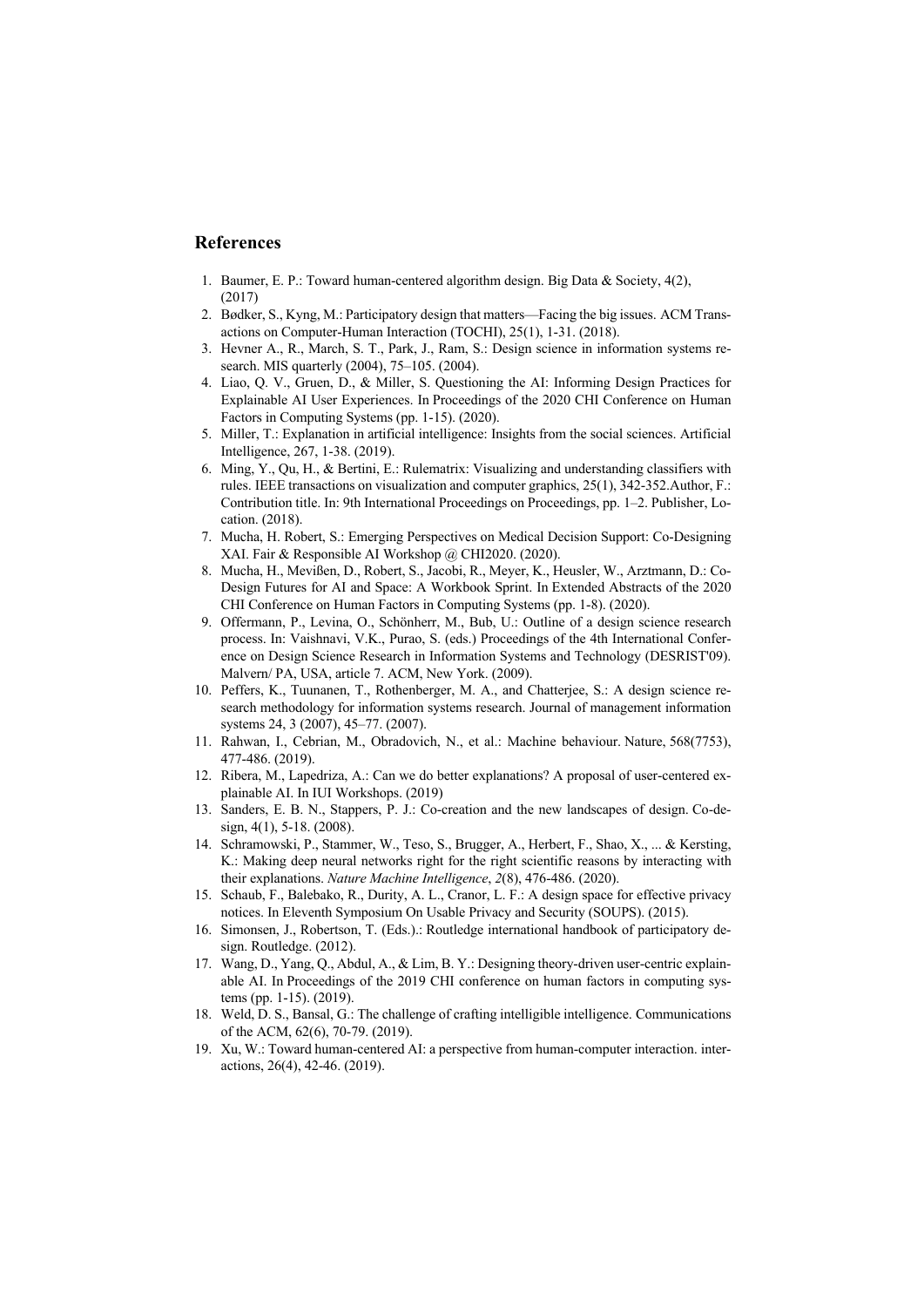## References

1. Baumer, E. P.: Toward human-centered algorithm design. Big Data & Society, 4(2), (2017)
2. Bødker, S., Kyng, M.: Participatory design that matters—Facing the big issues. ACM Transactions on Computer-Human Interaction (TOCHI), 25(1), 1-31. (2018).
3. Hevner A., R., March, S. T., Park, J., Ram, S.: Design science in information systems research. MIS quarterly (2004), 75–105. (2004).
4. Liao, Q. V., Gruen, D., & Miller, S. Questioning the AI: Informing Design Practices for Explainable AI User Experiences. In Proceedings of the 2020 CHI Conference on Human Factors in Computing Systems (pp. 1-15). (2020).
5. Miller, T.: Explanation in artificial intelligence: Insights from the social sciences. Artificial Intelligence, 267, 1-38. (2019).
6. Ming, Y., Qu, H., & Bertini, E.: Rulematrix: Visualizing and understanding classifiers with rules. IEEE transactions on visualization and computer graphics, 25(1), 342-352.Author, F.: Contribution title. In: 9th International Proceedings on Proceedings, pp. 1–2. Publisher, Location. (2018).
7. Mucha, H. Robert, S.: Emerging Perspectives on Medical Decision Support: Co-Designing XAI. Fair & Responsible AI Workshop @ CHI2020. (2020).
8. Mucha, H., Mevißen, D., Robert, S., Jacobi, R., Meyer, K., Heusler, W., Arztmann, D.: Co-Design Futures for AI and Space: A Workbook Sprint. In Extended Abstracts of the 2020 CHI Conference on Human Factors in Computing Systems (pp. 1-8). (2020).
9. Offermann, P., Levina, O., Schönherr, M., Bub, U.: Outline of a design science research process. In: Vaishnavi, V.K., Purao, S. (eds.) Proceedings of the 4th International Conference on Design Science Research in Information Systems and Technology (DESRIST'09). Malvern/ PA, USA, article 7. ACM, New York. (2009).
10. Peffers, K., Tuunanen, T., Rothenberger, M. A., and Chatterjee, S.: A design science research methodology for information systems research. Journal of management information systems 24, 3 (2007), 45–77. (2007).
11. Rahwan, I., Cebrian, M., Obradovich, N., et al.: Machine behaviour. Nature, 568(7753), 477-486. (2019).
12. Ribera, M., Lapedriza, A.: Can we do better explanations? A proposal of user-centered explainable AI. In IUI Workshops. (2019)
13. Sanders, E. B. N., Stappers, P. J.: Co-creation and the new landscapes of design. Co-design, 4(1), 5-18. (2008).
14. Schramowski, P., Stammer, W., Teso, S., Brugger, A., Herbert, F., Shao, X., ... & Kersting, K.: Making deep neural networks right for the right scientific reasons by interacting with their explanations. *Nature Machine Intelligence*, *2*(8), 476-486. (2020).
15. Schaub, F., Balebako, R., Durity, A. L., Cranor, L. F.: A design space for effective privacy notices. In Eleventh Symposium On Usable Privacy and Security (SOUPS). (2015).
16. Simonsen, J., Robertson, T. (Eds.).: Routledge international handbook of participatory design. Routledge. (2012).
17. Wang, D., Yang, Q., Abdul, A., & Lim, B. Y.: Designing theory-driven user-centric explainable AI. In Proceedings of the 2019 CHI conference on human factors in computing systems (pp. 1-15). (2019).
18. Weld, D. S., Bansal, G.: The challenge of crafting intelligible intelligence. Communications of the ACM, 62(6), 70-79. (2019).
19. Xu, W.: Toward human-centered AI: a perspective from human-computer interaction. interactions, 26(4), 42-46. (2019).